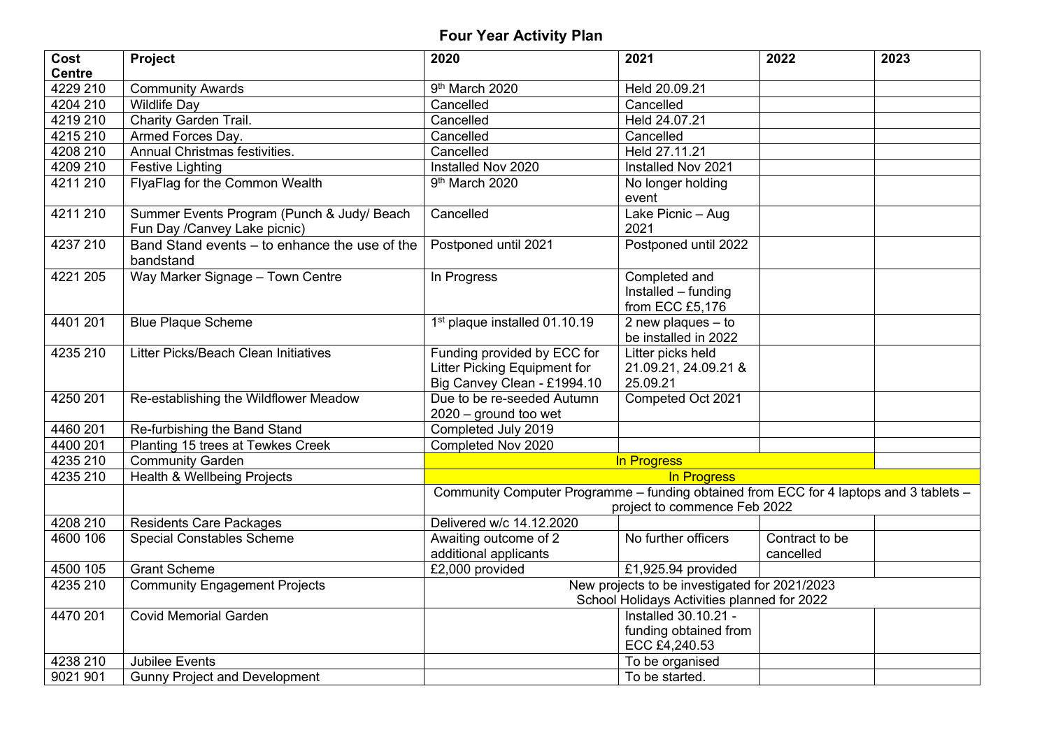# Four Year Activity Plan

| Cost Centre | Project | 2020 | 2021 | 2022 | 2023 |
|---|---|---|---|---|---|
| 4229 210 | Community Awards | 9th March 2020 | Held 20.09.21 | | |
| 4204 210 | Wildlife Day | Cancelled | Cancelled | | |
| 4219 210 | Charity Garden Trail. | Cancelled | Held 24.07.21 | | |
| 4215 210 | Armed Forces Day. | Cancelled | Cancelled | | |
| 4208 210 | Annual Christmas festivities. | Cancelled | Held 27.11.21 | | |
| 4209 210 | Festive Lighting | Installed Nov 2020 | Installed Nov 2021 | | |
| 4211 210 | FlyaFlag for the Common Wealth | 9th March 2020 | No longer holding event | | |
| 4211 210 | Summer Events Program (Punch & Judy/ Beach Fun Day /Canvey Lake picnic) | Cancelled | Lake Picnic – Aug 2021 | | |
| 4237 210 | Band Stand events – to enhance the use of the bandstand | Postponed until 2021 | Postponed until 2022 | | |
| 4221 205 | Way Marker Signage – Town Centre | In Progress | Completed and Installed – funding from ECC £5,176 | | |
| 4401 201 | Blue Plaque Scheme | 1st plaque installed 01.10.19 | 2 new plaques – to be installed in 2022 | | |
| 4235 210 | Litter Picks/Beach Clean Initiatives | Funding provided by ECC for Litter Picking Equipment for Big Canvey Clean - £1994.10 | Litter picks held 21.09.21, 24.09.21 & 25.09.21 | | |
| 4250 201 | Re-establishing the Wildflower Meadow | Due to be re-seeded Autumn 2020 – ground too wet | Competed Oct 2021 | | |
| 4460 201 | Re-furbishing the Band Stand | Completed July 2019 | | | |
| 4400 201 | Planting 15 trees at Tewkes Creek | Completed Nov 2020 | | | |
| 4235 210 | Community Garden | In Progress | | | |
| 4235 210 | Health & Wellbeing Projects | In Progress | | | |
| | | Community Computer Programme – funding obtained from ECC for 4 laptops and 3 tablets – project to commence Feb 2022 | | | |
| 4208 210 | Residents Care Packages | Delivered w/c 14.12.2020 | | | |
| 4600 106 | Special Constables Scheme | Awaiting outcome of 2 additional applicants | No further officers | Contract to be cancelled | |
| 4500 105 | Grant Scheme | £2,000 provided | £1,925.94 provided | | |
| 4235 210 | Community Engagement Projects | New projects to be investigated for 2021/2023<br>School Holidays Activities planned for 2022 | | | |
| 4470 201 | Covid Memorial Garden | | Installed 30.10.21 - funding obtained from ECC £4,240.53 | | |
| 4238 210 | Jubilee Events | | To be organised | | |
| 9021 901 | Gunny Project and Development | | To be started. | | |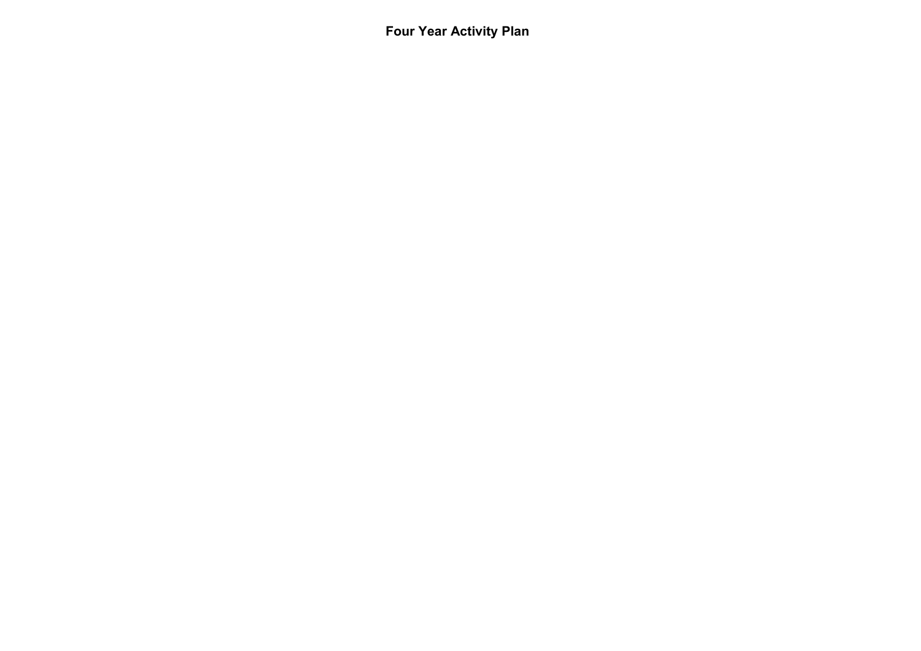# Four Year Activity Plan